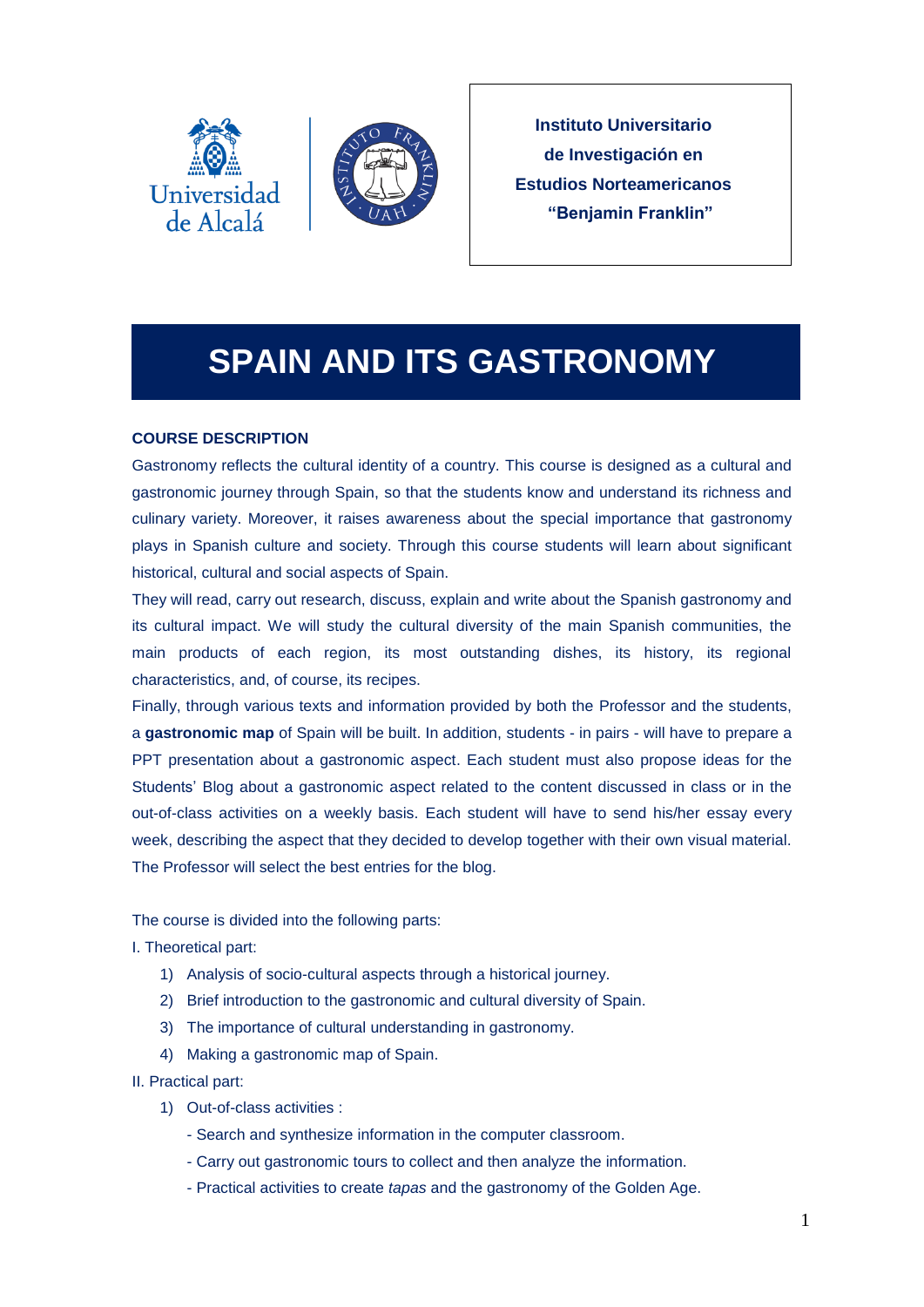Instituto Universitario de Investigación en Estudios Norteamericanos "Benjamin Franklin"

# SPAIN AND ITS GASTRONOMY

## COURSE DESCRIPTION

Gastronomy reflects the cultural identity of a country. This course is designed as a cultural and gastronomic journey through Spain, so that the students know and understand its richness and culinary variety. Moreover, it raises awareness about the special importance that gastronomy plays in Spanish culture and society. Through this course students will learn about significant historical, cultural and social aspects of Spain.

They will read, carry out research, discuss, explain and write about the Spanish gastronomy and its cultural impact. We will study the cultural diversity of the main Spanish communities, the main products of each region, its most outstanding dishes, its history, its regional characteristics, and, of course, its recipes.

Finally, through various texts and information provided by both the Professor and the students, a **gastronomic map** of Spain will be built. In addition, students - in pairs - will have to prepare a PPT presentation about a gastronomic aspect. Each student must also propose ideas for the Students' Blog about a gastronomic aspect related to the content discussed in class or in the out-of-class activities on a weekly basis. Each student will have to send his/her essay every week, describing the aspect that they decided to develop together with their own visual material. The Professor will select the best entries for the blog.

The course is divided into the following parts:

I. Theoretical part:

1) Analysis of socio-cultural aspects through a historical journey.
2) Brief introduction to the gastronomic and cultural diversity of Spain.
3) The importance of cultural understanding in gastronomy.
4) Making a gastronomic map of Spain.

II. Practical part:

1) Out-of-class activities :
   - Search and synthesize information in the computer classroom.
   - Carry out gastronomic tours to collect and then analyze the information.
   - Practical activities to create *tapas* and the gastronomy of the Golden Age.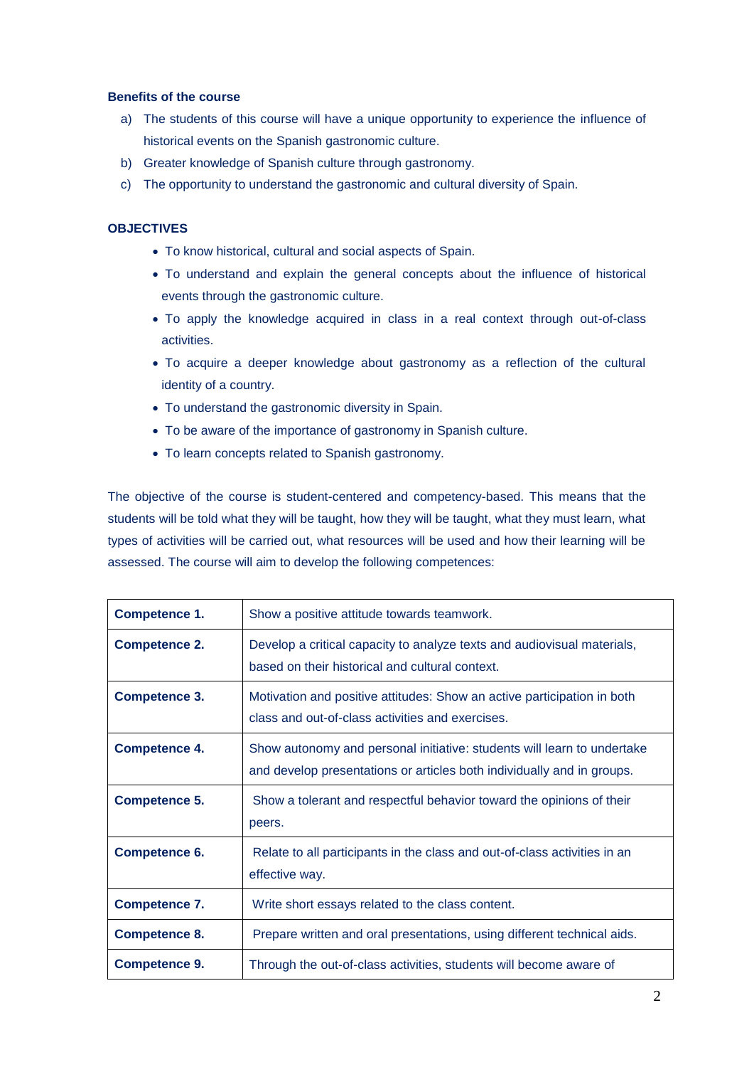**Benefits of the course**

a) The students of this course will have a unique opportunity to experience the influence of historical events on the Spanish gastronomic culture.
b) Greater knowledge of Spanish culture through gastronomy.
c) The opportunity to understand the gastronomic and cultural diversity of Spain.

**OBJECTIVES**

- To know historical, cultural and social aspects of Spain.
- To understand and explain the general concepts about the influence of historical events through the gastronomic culture.
- To apply the knowledge acquired in class in a real context through out-of-class activities.
- To acquire a deeper knowledge about gastronomy as a reflection of the cultural identity of a country.
- To understand the gastronomic diversity in Spain.
- To be aware of the importance of gastronomy in Spanish culture.
- To learn concepts related to Spanish gastronomy.

The objective of the course is student-centered and competency-based. This means that the students will be told what they will be taught, how they will be taught, what they must learn, what types of activities will be carried out, what resources will be used and how their learning will be assessed. The course will aim to develop the following competences:

| | |
|---|---|
| **Competence 1.** | Show a positive attitude towards teamwork. |
| **Competence 2.** | Develop a critical capacity to analyze texts and audiovisual materials, based on their historical and cultural context. |
| **Competence 3.** | Motivation and positive attitudes: Show an active participation in both class and out-of-class activities and exercises. |
| **Competence 4.** | Show autonomy and personal initiative: students will learn to undertake and develop presentations or articles both individually and in groups. |
| **Competence 5.** | Show a tolerant and respectful behavior toward the opinions of their peers. |
| **Competence 6.** | Relate to all participants in the class and out-of-class activities in an effective way. |
| **Competence 7.** | Write short essays related to the class content. |
| **Competence 8.** | Prepare written and oral presentations, using different technical aids. |
| **Competence 9.** | Through the out-of-class activities, students will become aware of |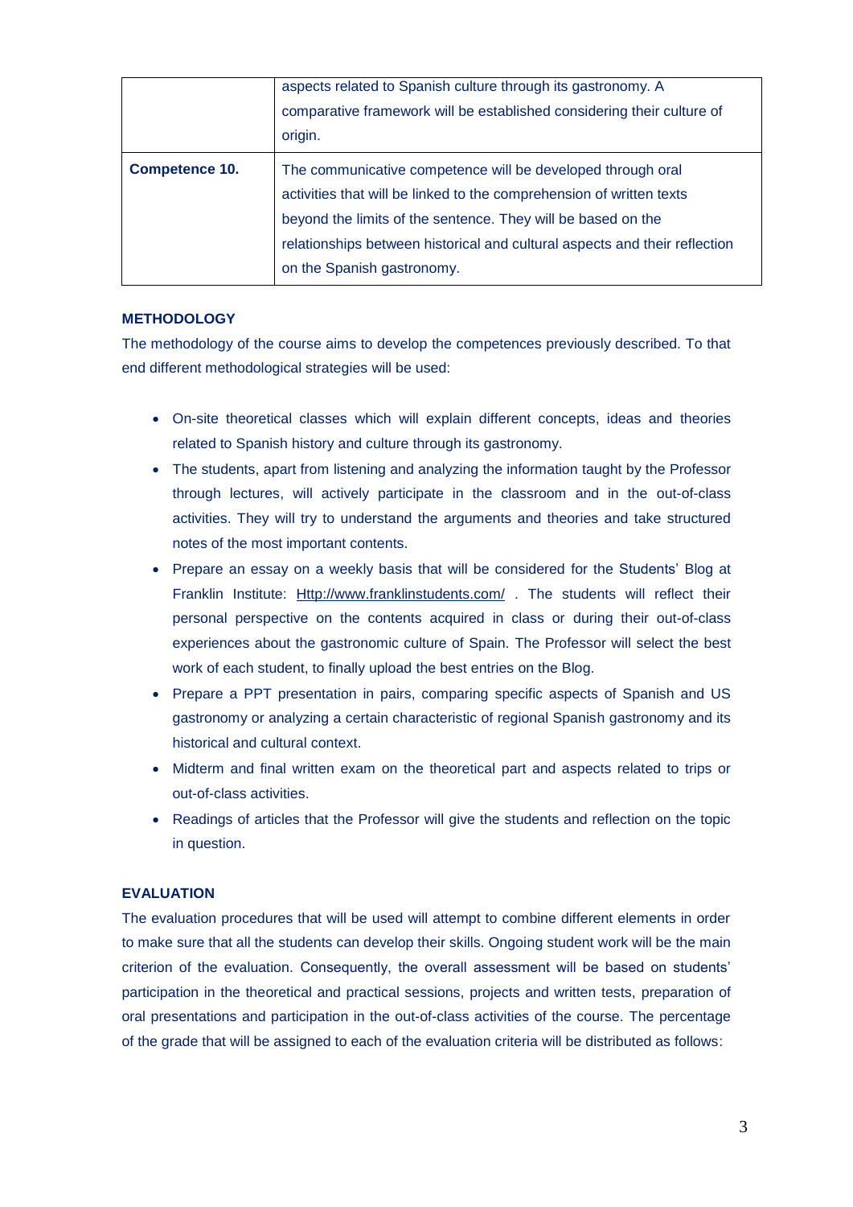| | |
|---|---|
| | aspects related to Spanish culture through its gastronomy. A comparative framework will be established considering their culture of origin. |
| **Competence 10.** | The communicative competence will be developed through oral activities that will be linked to the comprehension of written texts beyond the limits of the sentence. They will be based on the relationships between historical and cultural aspects and their reflection on the Spanish gastronomy. |

**METHODOLOGY**

The methodology of the course aims to develop the competences previously described. To that end different methodological strategies will be used:

- On-site theoretical classes which will explain different concepts, ideas and theories related to Spanish history and culture through its gastronomy.
- The students, apart from listening and analyzing the information taught by the Professor through lectures, will actively participate in the classroom and in the out-of-class activities. They will try to understand the arguments and theories and take structured notes of the most important contents.
- Prepare an essay on a weekly basis that will be considered for the Students' Blog at Franklin Institute: Http://www.franklinstudents.com/ . The students will reflect their personal perspective on the contents acquired in class or during their out-of-class experiences about the gastronomic culture of Spain. The Professor will select the best work of each student, to finally upload the best entries on the Blog.
- Prepare a PPT presentation in pairs, comparing specific aspects of Spanish and US gastronomy or analyzing a certain characteristic of regional Spanish gastronomy and its historical and cultural context.
- Midterm and final written exam on the theoretical part and aspects related to trips or out-of-class activities.
- Readings of articles that the Professor will give the students and reflection on the topic in question.

**EVALUATION**

The evaluation procedures that will be used will attempt to combine different elements in order to make sure that all the students can develop their skills. Ongoing student work will be the main criterion of the evaluation. Consequently, the overall assessment will be based on students' participation in the theoretical and practical sessions, projects and written tests, preparation of oral presentations and participation in the out-of-class activities of the course. The percentage of the grade that will be assigned to each of the evaluation criteria will be distributed as follows: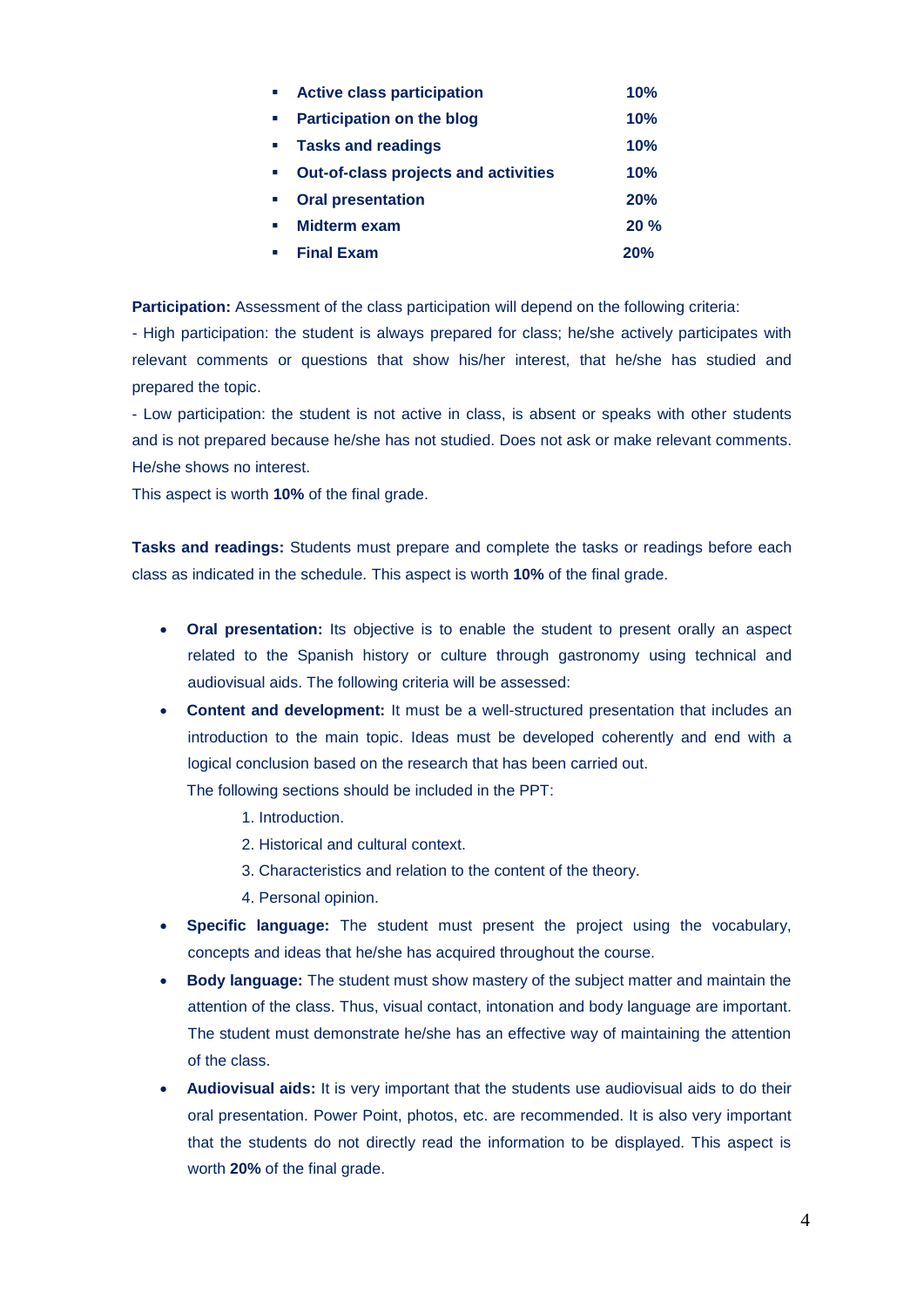- **Active class participation** **10%**
- **Participation on the blog** **10%**
- **Tasks and readings** **10%**
- **Out-of-class projects and activities** **10%**
- **Oral presentation** **20%**
- **Midterm exam** **20 %**
- **Final Exam** **20%**

**Participation:** Assessment of the class participation will depend on the following criteria:

- High participation: the student is always prepared for class; he/she actively participates with relevant comments or questions that show his/her interest, that he/she has studied and prepared the topic.

- Low participation: the student is not active in class, is absent or speaks with other students and is not prepared because he/she has not studied. Does not ask or make relevant comments. He/she shows no interest.

This aspect is worth **10%** of the final grade.

**Tasks and readings:** Students must prepare and complete the tasks or readings before each class as indicated in the schedule. This aspect is worth **10%** of the final grade.

- **Oral presentation:** Its objective is to enable the student to present orally an aspect related to the Spanish history or culture through gastronomy using technical and audiovisual aids. The following criteria will be assessed:
- **Content and development:** It must be a well-structured presentation that includes an introduction to the main topic. Ideas must be developed coherently and end with a logical conclusion based on the research that has been carried out.

  The following sections should be included in the PPT:

  1. Introduction.
  2. Historical and cultural context.
  3. Characteristics and relation to the content of the theory.
  4. Personal opinion.
- **Specific language:** The student must present the project using the vocabulary, concepts and ideas that he/she has acquired throughout the course.
- **Body language:** The student must show mastery of the subject matter and maintain the attention of the class. Thus, visual contact, intonation and body language are important. The student must demonstrate he/she has an effective way of maintaining the attention of the class.
- **Audiovisual aids:** It is very important that the students use audiovisual aids to do their oral presentation. Power Point, photos, etc. are recommended. It is also very important that the students do not directly read the information to be displayed. This aspect is worth **20%** of the final grade.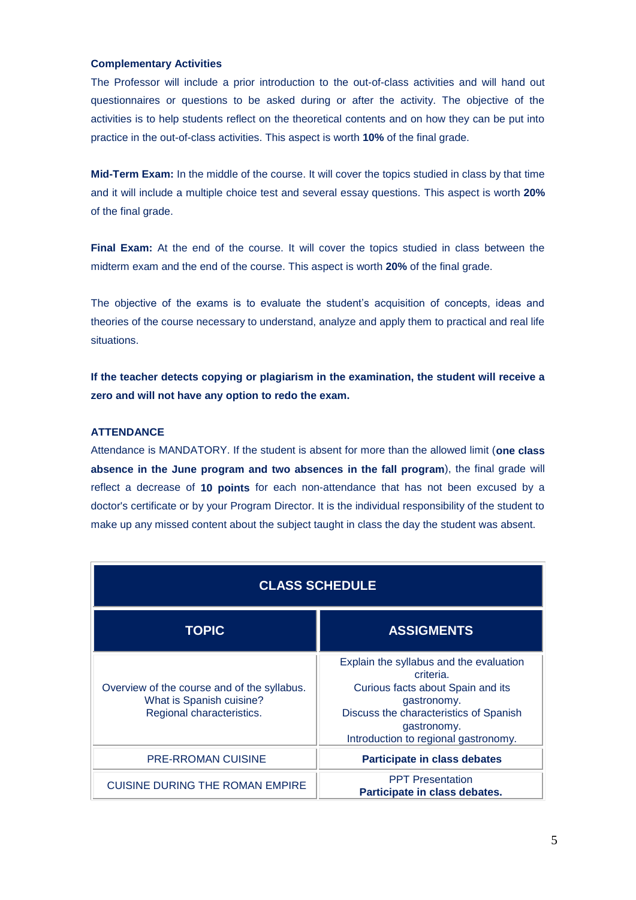**Complementary Activities**

The Professor will include a prior introduction to the out-of-class activities and will hand out questionnaires or questions to be asked during or after the activity. The objective of the activities is to help students reflect on the theoretical contents and on how they can be put into practice in the out-of-class activities. This aspect is worth **10%** of the final grade.

**Mid-Term Exam:** In the middle of the course. It will cover the topics studied in class by that time and it will include a multiple choice test and several essay questions. This aspect is worth **20%** of the final grade.

**Final Exam:** At the end of the course. It will cover the topics studied in class between the midterm exam and the end of the course. This aspect is worth **20%** of the final grade.

The objective of the exams is to evaluate the student's acquisition of concepts, ideas and theories of the course necessary to understand, analyze and apply them to practical and real life situations.

**If the teacher detects copying or plagiarism in the examination, the student will receive a zero and will not have any option to redo the exam.**

**ATTENDANCE**

Attendance is MANDATORY. If the student is absent for more than the allowed limit (**one class absence in the June program and two absences in the fall program**), the final grade will reflect a decrease of **10 points** for each non-attendance that has not been excused by a doctor's certificate or by your Program Director. It is the individual responsibility of the student to make up any missed content about the subject taught in class the day the student was absent.

| CLASS SCHEDULE | |
|---|---|
| **TOPIC** | **ASSIGMENTS** |
| Overview of the course and of the syllabus.<br>What is Spanish cuisine?<br>Regional characteristics. | Explain the syllabus and the evaluation criteria.<br>Curious facts about Spain and its gastronomy.<br>Discuss the characteristics of Spanish gastronomy.<br>Introduction to regional gastronomy. |
| PRE-RROMAN CUISINE | **Participate in class debates** |
| CUISINE DURING THE ROMAN EMPIRE | PPT Presentation<br>**Participate in class debates.** |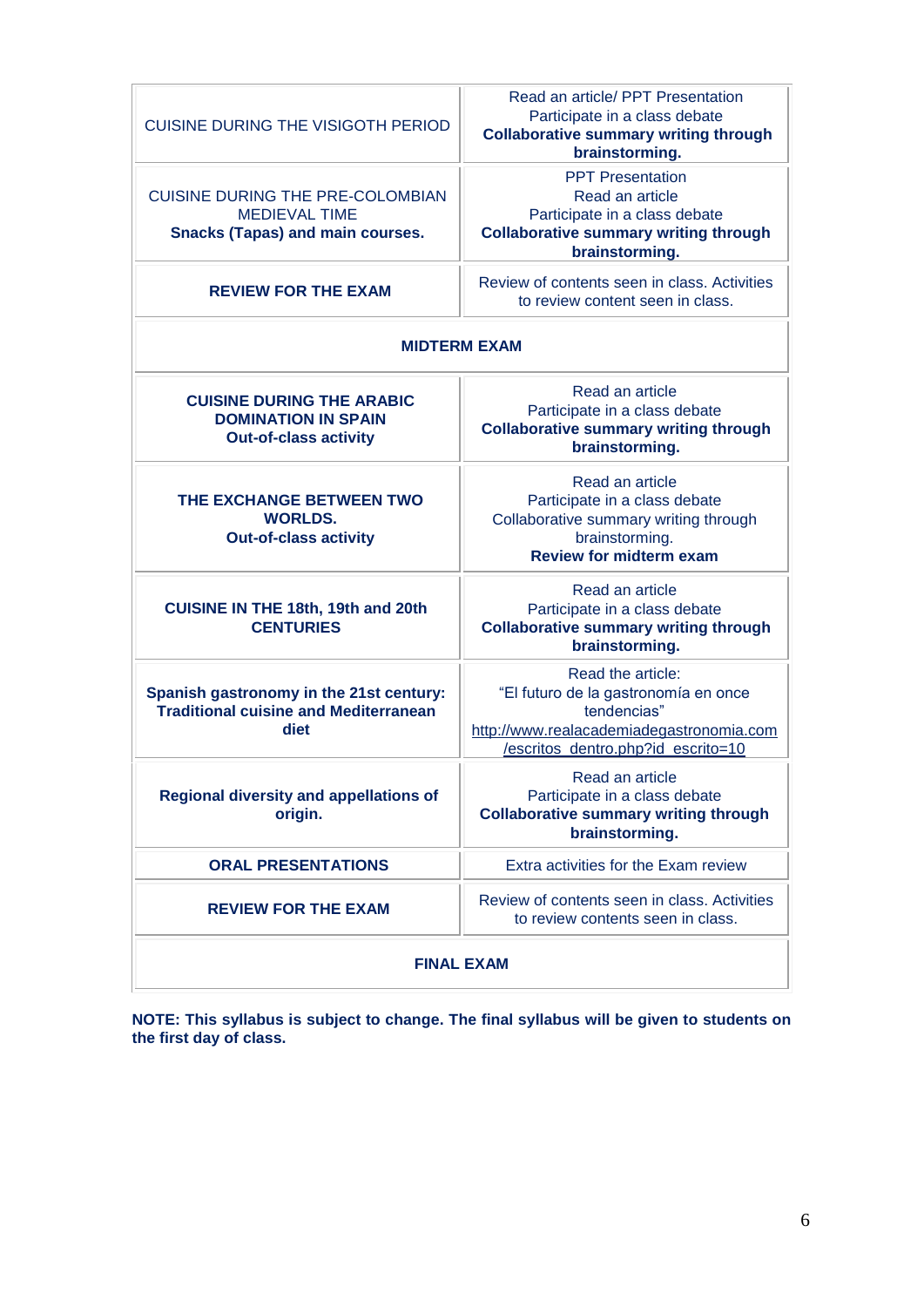| | |
|---|---|
| CUISINE DURING THE VISIGOTH PERIOD | Read an article/ PPT Presentation<br>Participate in a class debate<br>**Collaborative summary writing through brainstorming.** |
| CUISINE DURING THE PRE-COLOMBIAN MEDIEVAL TIME<br>**Snacks (Tapas) and main courses.** | PPT Presentation<br>Read an article<br>Participate in a class debate<br>**Collaborative summary writing through brainstorming.** |
| **REVIEW FOR THE EXAM** | Review of contents seen in class. Activities to review content seen in class. |
| **MIDTERM EXAM** | |
| **CUISINE DURING THE ARABIC DOMINATION IN SPAIN**<br>**Out-of-class activity** | Read an article<br>Participate in a class debate<br>**Collaborative summary writing through brainstorming.** |
| **THE EXCHANGE BETWEEN TWO WORLDS.**<br>**Out-of-class activity** | Read an article<br>Participate in a class debate<br>Collaborative summary writing through brainstorming.<br>**Review for midterm exam** |
| **CUISINE IN THE 18th, 19th and 20th CENTURIES** | Read an article<br>Participate in a class debate<br>**Collaborative summary writing through brainstorming.** |
| **Spanish gastronomy in the 21st century: Traditional cuisine and Mediterranean diet** | Read the article:<br>"El futuro de la gastronomía en once tendencias"<br>http://www.realacademiadegastronomia.com/escritos_dentro.php?id_escrito=10 |
| **Regional diversity and appellations of origin.** | Read an article<br>Participate in a class debate<br>**Collaborative summary writing through brainstorming.** |
| **ORAL PRESENTATIONS** | Extra activities for the Exam review |
| **REVIEW FOR THE EXAM** | Review of contents seen in class. Activities to review contents seen in class. |
| **FINAL EXAM** | |

**NOTE: This syllabus is subject to change. The final syllabus will be given to students on the first day of class.**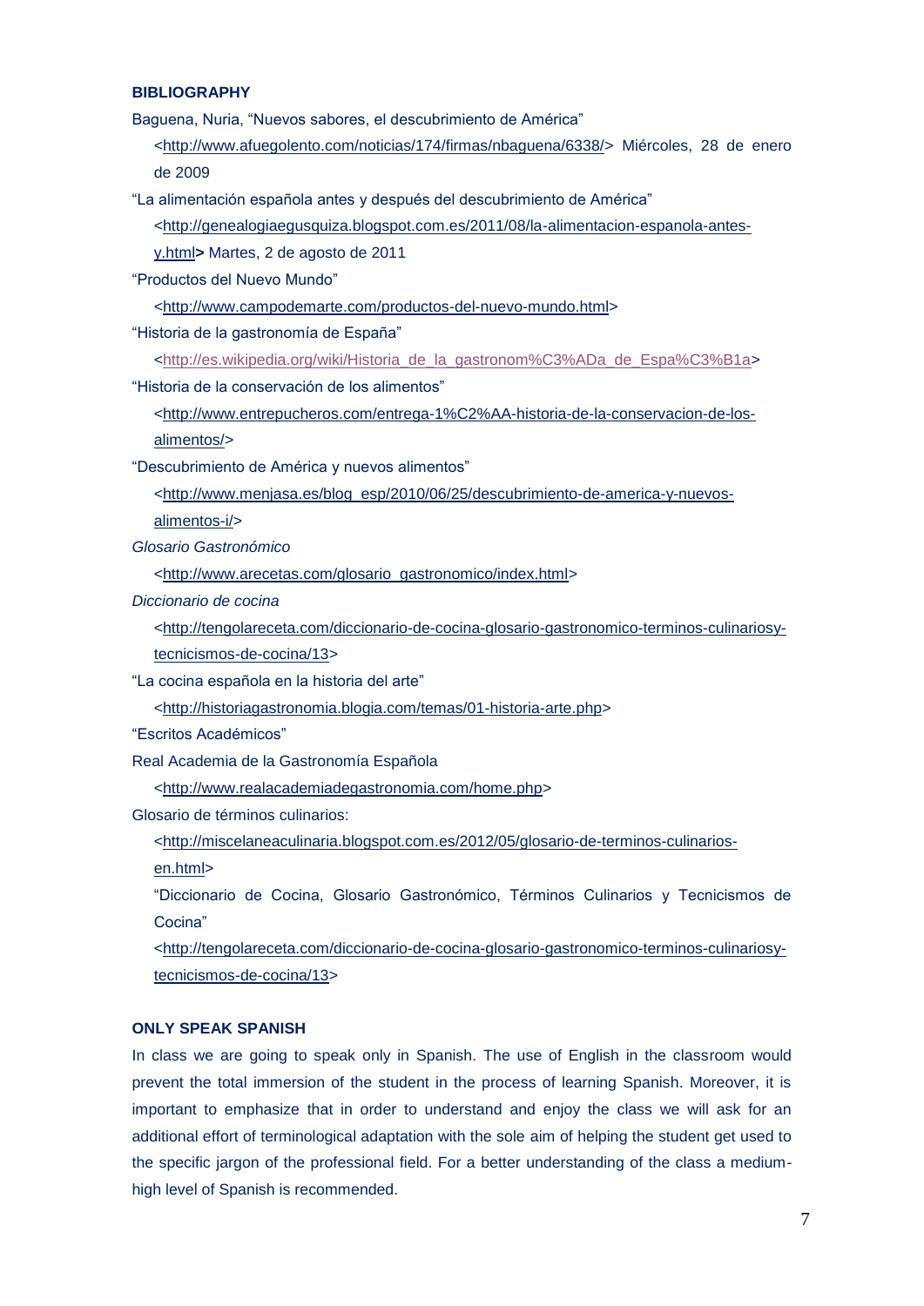**BIBLIOGRAPHY**

Baguena, Nuria, “Nuevos sabores, el descubrimiento de América”
<http://www.afuegolento.com/noticias/174/firmas/nbaguena/6338/> Miércoles, 28 de enero de 2009

“La alimentación española antes y después del descubrimiento de América”
<http://genealogiaegusquiza.blogspot.com.es/2011/08/la-alimentacion-espanola-antes-y.html**>** Martes, 2 de agosto de 2011

“Productos del Nuevo Mundo”
<http://www.campodemarte.com/productos-del-nuevo-mundo.html>

“Historia de la gastronomía de España”
<http://es.wikipedia.org/wiki/Historia_de_la_gastronom%C3%ADa_de_Espa%C3%B1a>

“Historia de la conservación de los alimentos”
<http://www.entrepucheros.com/entrega-1%C2%AA-historia-de-la-conservacion-de-los-alimentos/>

“Descubrimiento de América y nuevos alimentos”
<http://www.menjasa.es/blog_esp/2010/06/25/descubrimiento-de-america-y-nuevos-alimentos-i/>

*Glosario Gastronómico*
<http://www.arecetas.com/glosario_gastronomico/index.html>

*Diccionario de cocina*
<http://tengolareceta.com/diccionario-de-cocina-glosario-gastronomico-terminos-culinariosy-tecnicismos-de-cocina/13>

“La cocina española en la historia del arte”
<http://historiagastronomia.blogia.com/temas/01-historia-arte.php>

“Escritos Académicos”

Real Academia de la Gastronomía Española
<http://www.realacademiadegastronomia.com/home.php>

Glosario de términos culinarios:
<http://miscelaneaculinaria.blogspot.com.es/2012/05/glosario-de-terminos-culinarios-en.html>

“Diccionario de Cocina, Glosario Gastronómico, Términos Culinarios y Tecnicismos de Cocina”
<http://tengolareceta.com/diccionario-de-cocina-glosario-gastronomico-terminos-culinariosy-tecnicismos-de-cocina/13>

**ONLY SPEAK SPANISH**

In class we are going to speak only in Spanish. The use of English in the classroom would prevent the total immersion of the student in the process of learning Spanish. Moreover, it is important to emphasize that in order to understand and enjoy the class we will ask for an additional effort of terminological adaptation with the sole aim of helping the student get used to the specific jargon of the professional field. For a better understanding of the class a medium-high level of Spanish is recommended.